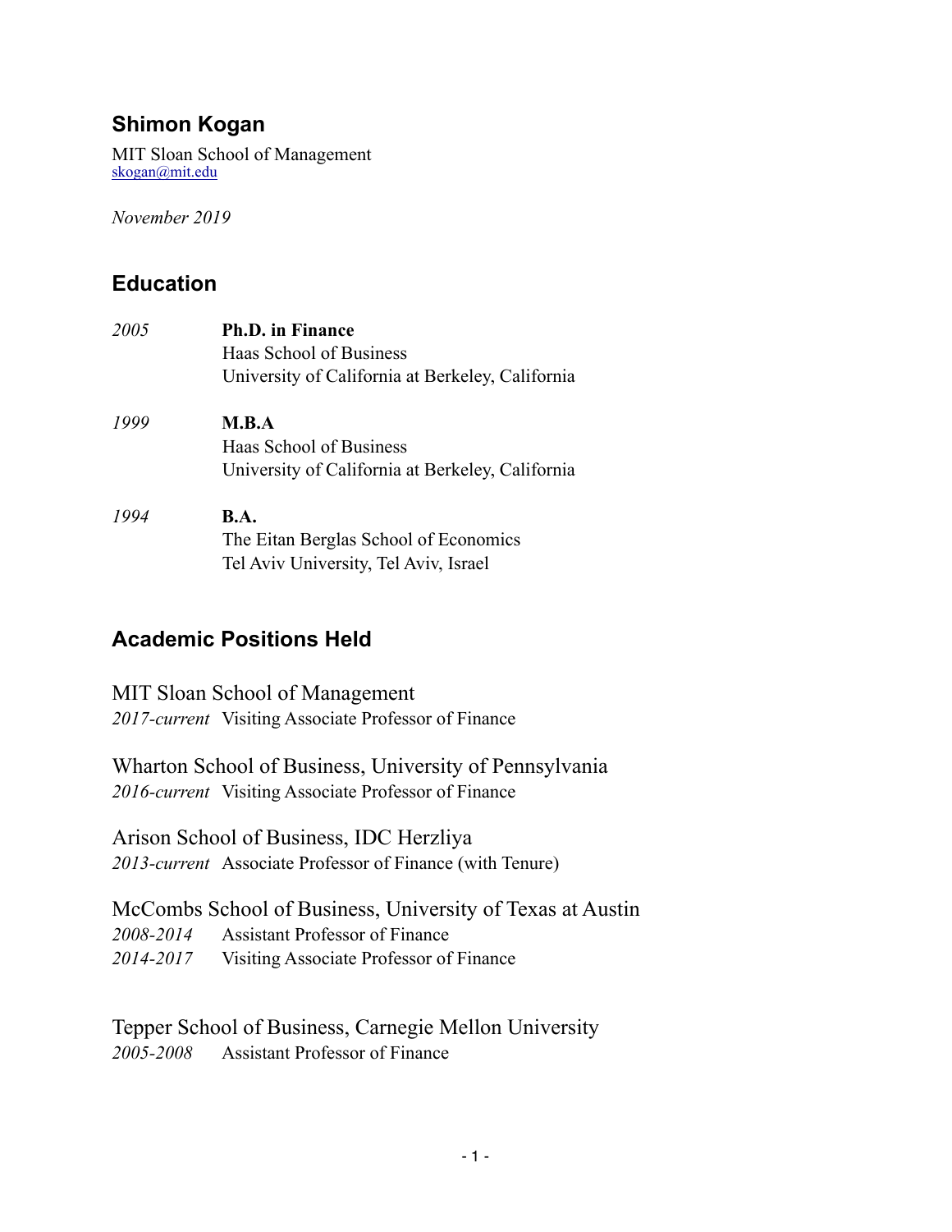# Shimon Kogan

MIT Sloan School of Management
skogan@mit.edu

*November 2019*

## Education

*2005* **Ph.D. in Finance**
Haas School of Business
University of California at Berkeley, California

*1999* **M.B.A**
Haas School of Business
University of California at Berkeley, California

*1994* **B.A.**
The Eitan Berglas School of Economics
Tel Aviv University, Tel Aviv, Israel

## Academic Positions Held

MIT Sloan School of Management
*2017-current* Visiting Associate Professor of Finance

Wharton School of Business, University of Pennsylvania
*2016-current* Visiting Associate Professor of Finance

Arison School of Business, IDC Herzliya
*2013-current* Associate Professor of Finance (with Tenure)

McCombs School of Business, University of Texas at Austin
*2008-2014* Assistant Professor of Finance
*2014-2017* Visiting Associate Professor of Finance

Tepper School of Business, Carnegie Mellon University
*2005-2008* Assistant Professor of Finance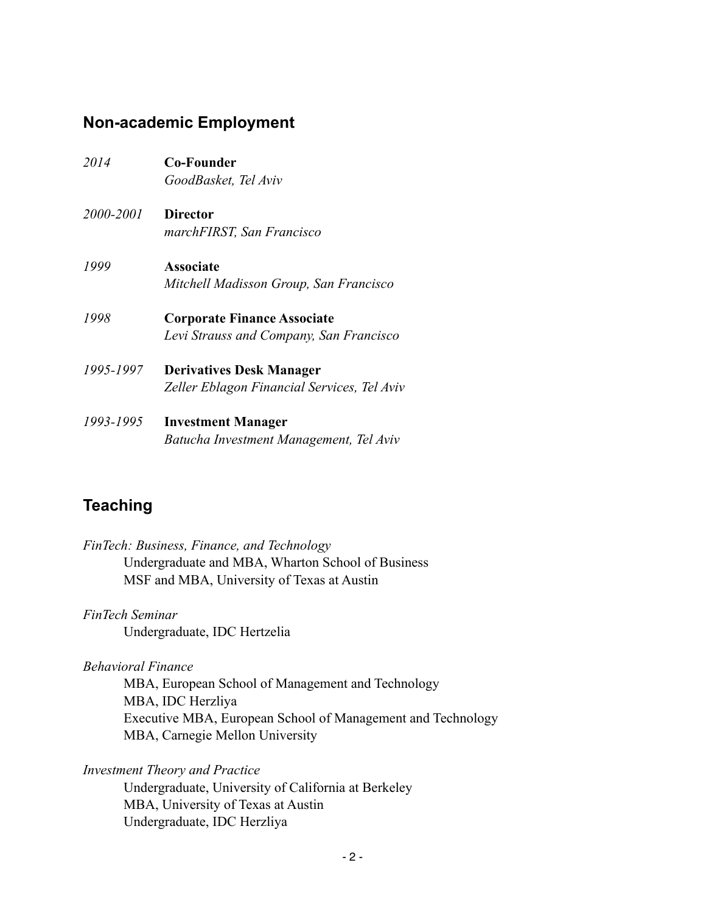## Non-academic Employment

*2014* **Co-Founder**
*GoodBasket, Tel Aviv*

*2000-2001* **Director**
*marchFIRST, San Francisco*

*1999* **Associate**
*Mitchell Madisson Group, San Francisco*

*1998* **Corporate Finance Associate**
*Levi Strauss and Company, San Francisco*

*1995-1997* **Derivatives Desk Manager**
*Zeller Eblagon Financial Services, Tel Aviv*

*1993-1995* **Investment Manager**
*Batucha Investment Management, Tel Aviv*

## Teaching

*FinTech: Business, Finance, and Technology*
- Undergraduate and MBA, Wharton School of Business
- MSF and MBA, University of Texas at Austin

*FinTech Seminar*
- Undergraduate, IDC Hertzelia

*Behavioral Finance*
- MBA, European School of Management and Technology
- MBA, IDC Herzliya
- Executive MBA, European School of Management and Technology
- MBA, Carnegie Mellon University

*Investment Theory and Practice*
- Undergraduate, University of California at Berkeley
- MBA, University of Texas at Austin
- Undergraduate, IDC Herzliya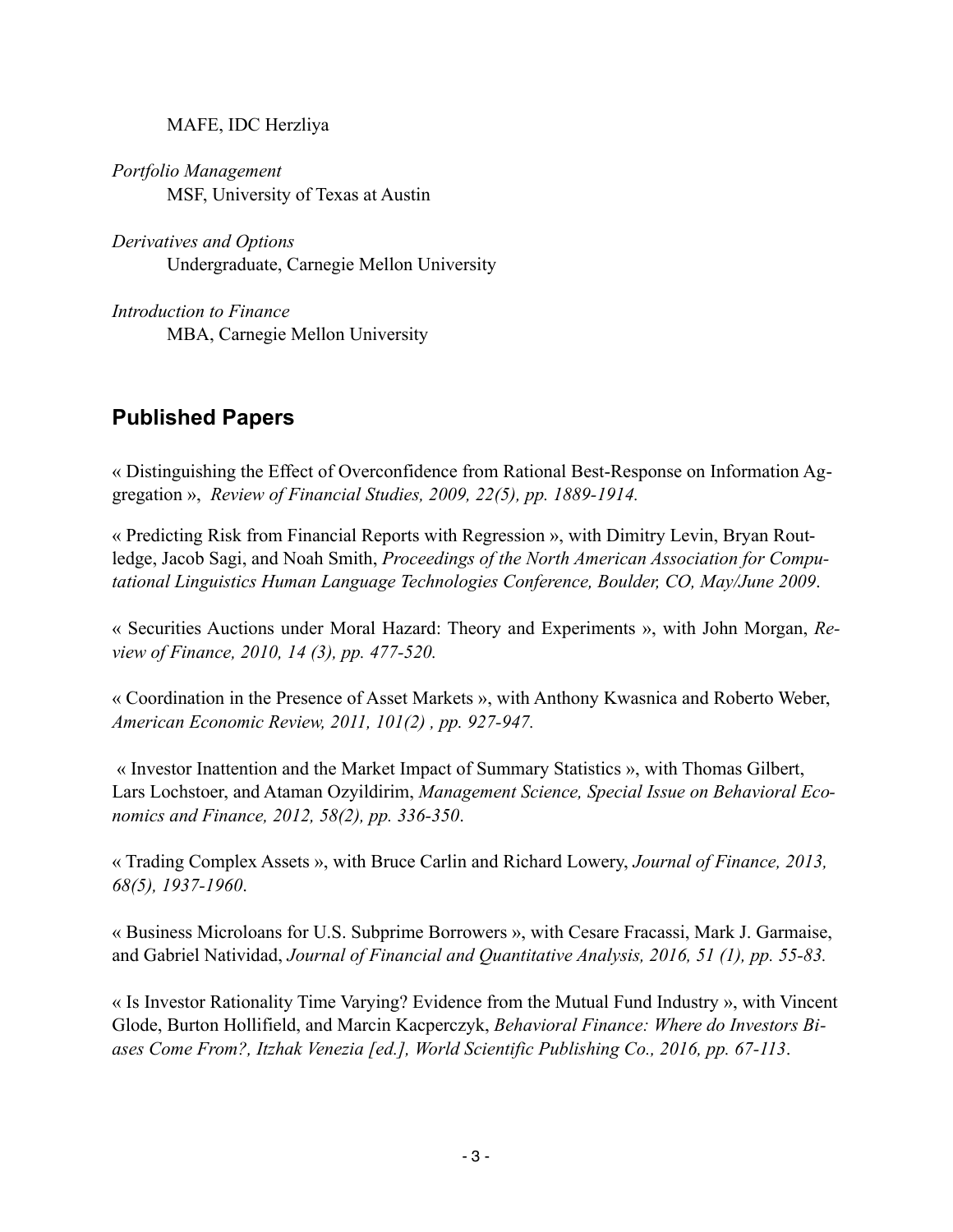MAFE, IDC Herzliya

*Portfolio Management*
MSF, University of Texas at Austin

*Derivatives and Options*
Undergraduate, Carnegie Mellon University

*Introduction to Finance*
MBA, Carnegie Mellon University

## Published Papers

« Distinguishing the Effect of Overconfidence from Rational Best-Response on Information Aggregation », *Review of Financial Studies, 2009, 22(5), pp. 1889-1914.*

« Predicting Risk from Financial Reports with Regression », with Dimitry Levin, Bryan Routledge, Jacob Sagi, and Noah Smith, *Proceedings of the North American Association for Computational Linguistics Human Language Technologies Conference, Boulder, CO, May/June 2009*.

« Securities Auctions under Moral Hazard: Theory and Experiments », with John Morgan, *Review of Finance, 2010, 14 (3), pp. 477-520.*

« Coordination in the Presence of Asset Markets », with Anthony Kwasnica and Roberto Weber, *American Economic Review, 2011, 101(2) , pp. 927-947.*

« Investor Inattention and the Market Impact of Summary Statistics », with Thomas Gilbert, Lars Lochstoer, and Ataman Ozyildirim, *Management Science, Special Issue on Behavioral Economics and Finance, 2012, 58(2), pp. 336-350*.

« Trading Complex Assets », with Bruce Carlin and Richard Lowery, *Journal of Finance, 2013, 68(5), 1937-1960*.

« Business Microloans for U.S. Subprime Borrowers », with Cesare Fracassi, Mark J. Garmaise, and Gabriel Natividad, *Journal of Financial and Quantitative Analysis, 2016, 51 (1), pp. 55-83.*

« Is Investor Rationality Time Varying? Evidence from the Mutual Fund Industry », with Vincent Glode, Burton Hollifield, and Marcin Kacperczyk, *Behavioral Finance: Where do Investors Biases Come From?, Itzhak Venezia [ed.], World Scientific Publishing Co., 2016, pp. 67-113*.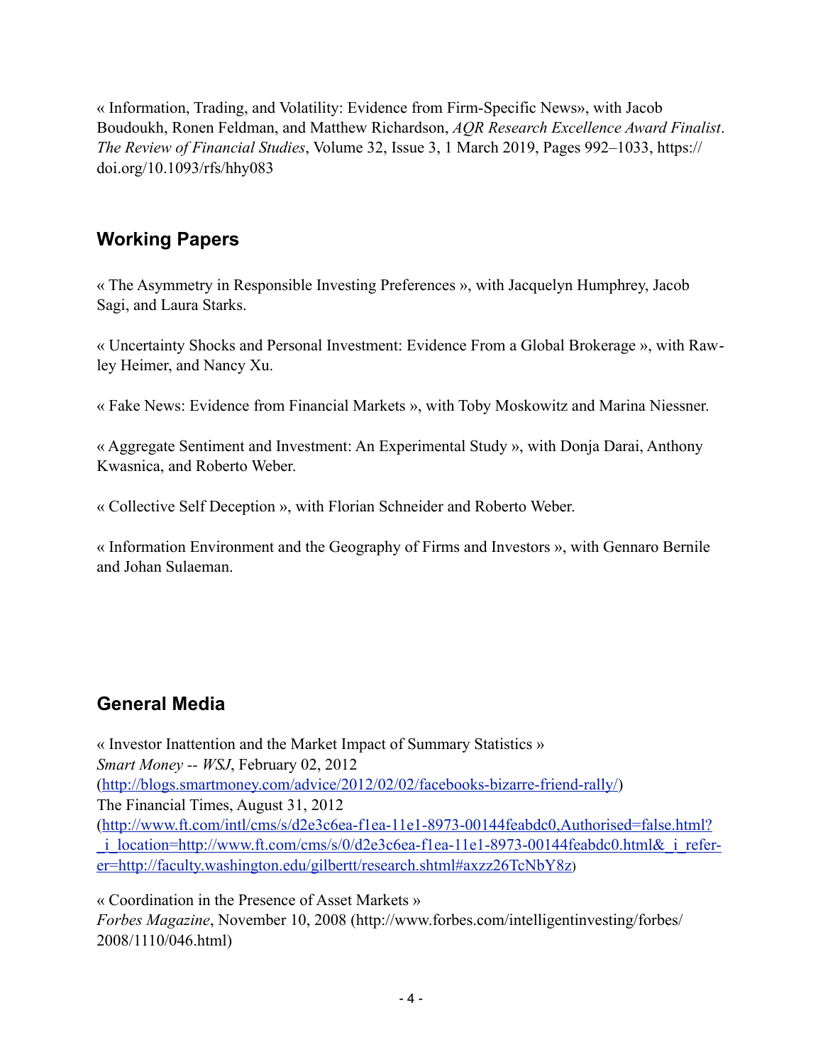« Information, Trading, and Volatility: Evidence from Firm-Specific News», with Jacob Boudoukh, Ronen Feldman, and Matthew Richardson, *AQR Research Excellence Award Finalist*. *The Review of Financial Studies*, Volume 32, Issue 3, 1 March 2019, Pages 992–1033, https://doi.org/10.1093/rfs/hhy083

## Working Papers

« The Asymmetry in Responsible Investing Preferences », with Jacquelyn Humphrey, Jacob Sagi, and Laura Starks.

« Uncertainty Shocks and Personal Investment: Evidence From a Global Brokerage », with Rawley Heimer, and Nancy Xu.

« Fake News: Evidence from Financial Markets », with Toby Moskowitz and Marina Niessner.

« Aggregate Sentiment and Investment: An Experimental Study », with Donja Darai, Anthony Kwasnica, and Roberto Weber.

« Collective Self Deception », with Florian Schneider and Roberto Weber.

« Information Environment and the Geography of Firms and Investors », with Gennaro Bernile and Johan Sulaeman.

## General Media

« Investor Inattention and the Market Impact of Summary Statistics »
*Smart Money -- WSJ*, February 02, 2012
(http://blogs.smartmoney.com/advice/2012/02/02/facebooks-bizarre-friend-rally/)
The Financial Times, August 31, 2012
(http://www.ft.com/intl/cms/s/d2e3c6ea-f1ea-11e1-8973-00144feabdc0,Authorised=false.html?_i_location=http://www.ft.com/cms/s/0/d2e3c6ea-f1ea-11e1-8973-00144feabdc0.html&_i_referer=http://faculty.washington.edu/gilbertt/research.shtml#axzz26TcNbY8z)

« Coordination in the Presence of Asset Markets »
*Forbes Magazine*, November 10, 2008 (http://www.forbes.com/intelligentinvesting/forbes/2008/1110/046.html)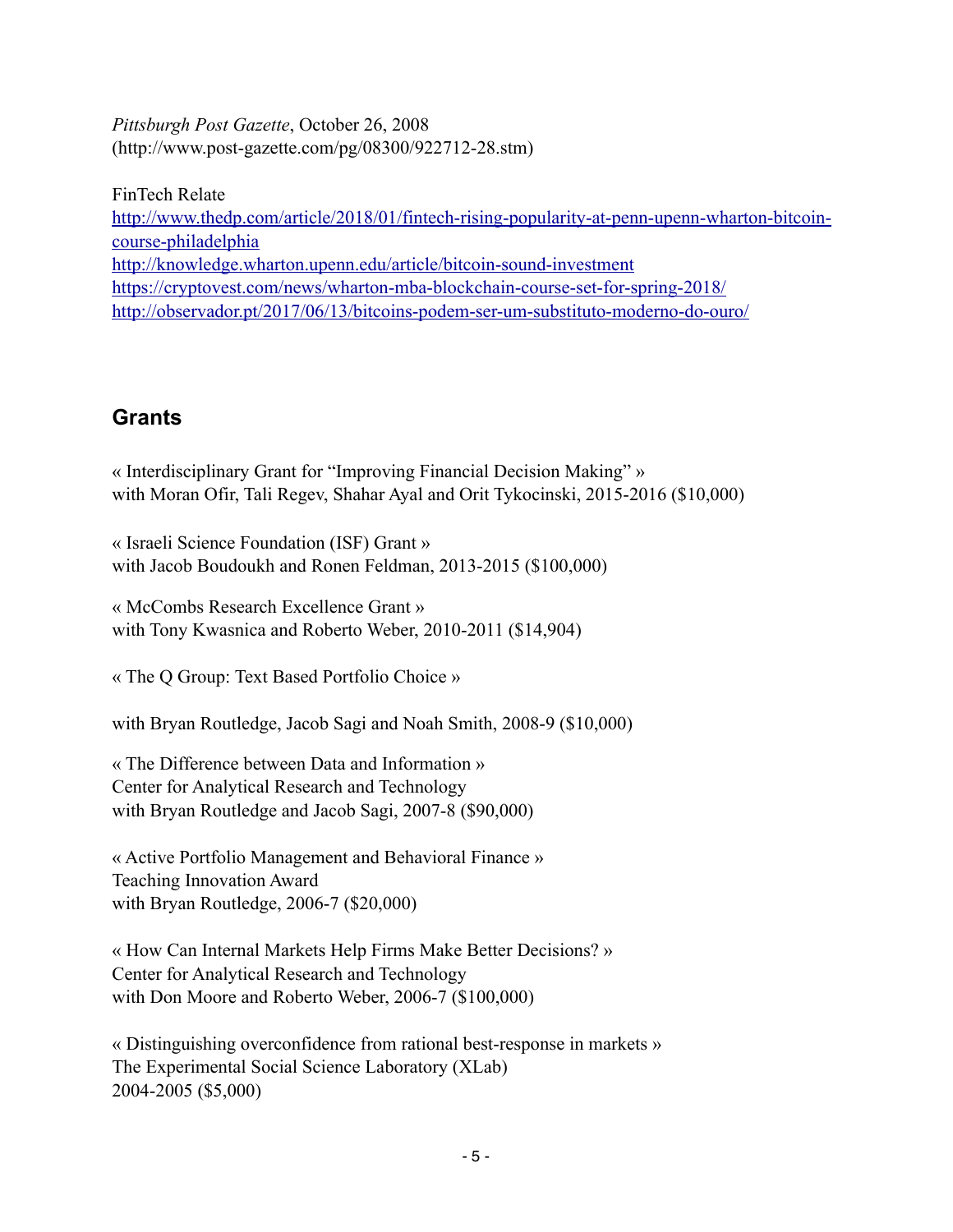*Pittsburgh Post Gazette*, October 26, 2008
(http://www.post-gazette.com/pg/08300/922712-28.stm)

FinTech Relate
[http://www.thedp.com/article/2018/01/fintech-rising-popularity-at-penn-upenn-wharton-bitcoin-course-philadelphia](http://www.thedp.com/article/2018/01/fintech-rising-popularity-at-penn-upenn-wharton-bitcoin-course-philadelphia)
[http://knowledge.wharton.upenn.edu/article/bitcoin-sound-investment](http://knowledge.wharton.upenn.edu/article/bitcoin-sound-investment)
[https://cryptovest.com/news/wharton-mba-blockchain-course-set-for-spring-2018/](https://cryptovest.com/news/wharton-mba-blockchain-course-set-for-spring-2018/)
[http://observador.pt/2017/06/13/bitcoins-podem-ser-um-substituto-moderno-do-ouro/](http://observador.pt/2017/06/13/bitcoins-podem-ser-um-substituto-moderno-do-ouro/)

## Grants

« Interdisciplinary Grant for "Improving Financial Decision Making" »
with Moran Ofir, Tali Regev, Shahar Ayal and Orit Tykocinski, 2015-2016 ($10,000)

« Israeli Science Foundation (ISF) Grant »
with Jacob Boudoukh and Ronen Feldman, 2013-2015 ($100,000)

« McCombs Research Excellence Grant »
with Tony Kwasnica and Roberto Weber, 2010-2011 ($14,904)

« The Q Group: Text Based Portfolio Choice »

with Bryan Routledge, Jacob Sagi and Noah Smith, 2008-9 ($10,000)

« The Difference between Data and Information »
Center for Analytical Research and Technology
with Bryan Routledge and Jacob Sagi, 2007-8 ($90,000)

« Active Portfolio Management and Behavioral Finance »
Teaching Innovation Award
with Bryan Routledge, 2006-7 ($20,000)

« How Can Internal Markets Help Firms Make Better Decisions? »
Center for Analytical Research and Technology
with Don Moore and Roberto Weber, 2006-7 ($100,000)

« Distinguishing overconfidence from rational best-response in markets »
The Experimental Social Science Laboratory (XLab)
2004-2005 ($5,000)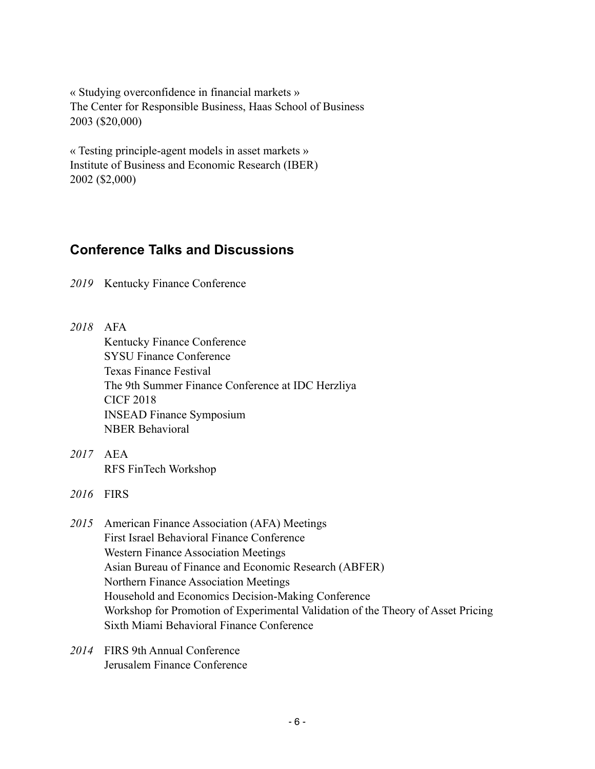« Studying overconfidence in financial markets »
The Center for Responsible Business, Haas School of Business
2003 ($20,000)

« Testing principle-agent models in asset markets »
Institute of Business and Economic Research (IBER)
2002 ($2,000)

## Conference Talks and Discussions

*2019* Kentucky Finance Conference

*2018* AFA
Kentucky Finance Conference
SYSU Finance Conference
Texas Finance Festival
The 9th Summer Finance Conference at IDC Herzliya
CICF 2018
INSEAD Finance Symposium
NBER Behavioral

*2017* AEA
RFS FinTech Workshop

*2016* FIRS

*2015* American Finance Association (AFA) Meetings
First Israel Behavioral Finance Conference
Western Finance Association Meetings
Asian Bureau of Finance and Economic Research (ABFER)
Northern Finance Association Meetings
Household and Economics Decision-Making Conference
Workshop for Promotion of Experimental Validation of the Theory of Asset Pricing
Sixth Miami Behavioral Finance Conference

*2014* FIRS 9th Annual Conference
Jerusalem Finance Conference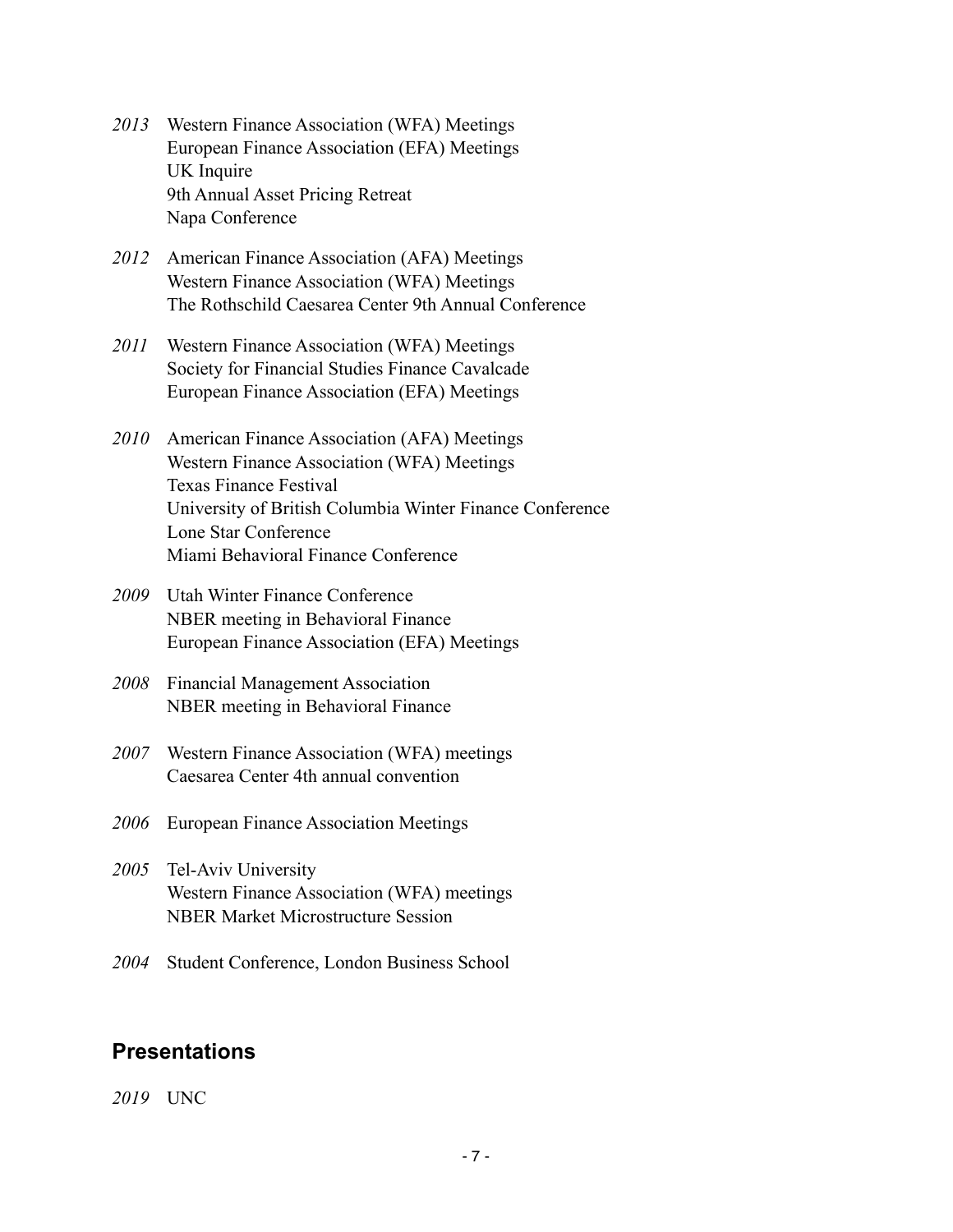*2013* Western Finance Association (WFA) Meetings
European Finance Association (EFA) Meetings
UK Inquire
9th Annual Asset Pricing Retreat
Napa Conference

*2012* American Finance Association (AFA) Meetings
Western Finance Association (WFA) Meetings
The Rothschild Caesarea Center 9th Annual Conference

*2011* Western Finance Association (WFA) Meetings
Society for Financial Studies Finance Cavalcade
European Finance Association (EFA) Meetings

*2010* American Finance Association (AFA) Meetings
Western Finance Association (WFA) Meetings
Texas Finance Festival
University of British Columbia Winter Finance Conference
Lone Star Conference
Miami Behavioral Finance Conference

*2009* Utah Winter Finance Conference
NBER meeting in Behavioral Finance
European Finance Association (EFA) Meetings

*2008* Financial Management Association
NBER meeting in Behavioral Finance

*2007* Western Finance Association (WFA) meetings
Caesarea Center 4th annual convention

*2006* European Finance Association Meetings

*2005* Tel-Aviv University
Western Finance Association (WFA) meetings
NBER Market Microstructure Session

*2004* Student Conference, London Business School

## Presentations

*2019* UNC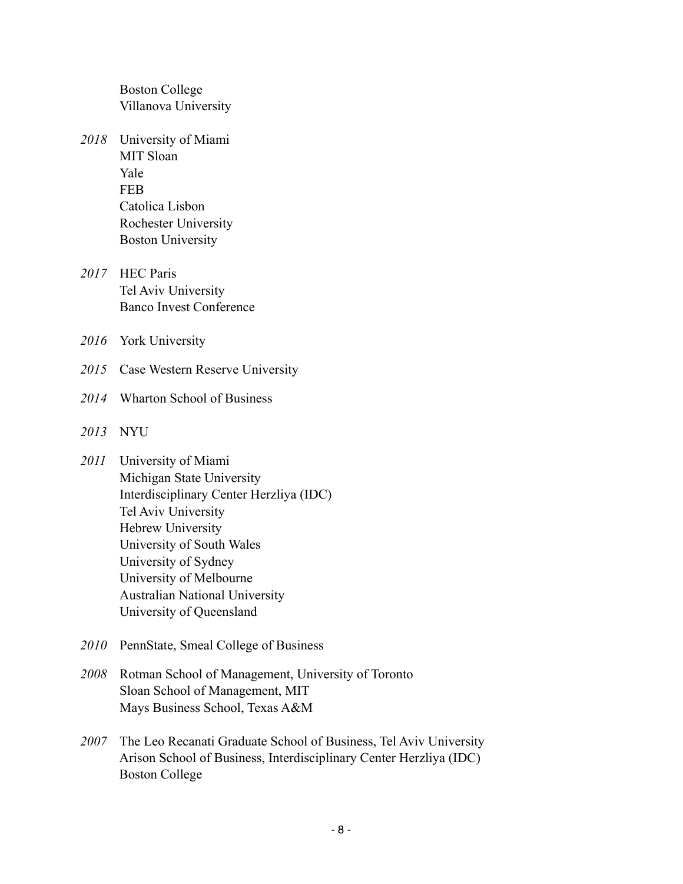Boston College
Villanova University

*2018* University of Miami
MIT Sloan
Yale
FEB
Catolica Lisbon
Rochester University
Boston University

*2017* HEC Paris
Tel Aviv University
Banco Invest Conference

*2016* York University

*2015* Case Western Reserve University

*2014* Wharton School of Business

*2013* NYU

*2011* University of Miami
Michigan State University
Interdisciplinary Center Herzliya (IDC)
Tel Aviv University
Hebrew University
University of South Wales
University of Sydney
University of Melbourne
Australian National University
University of Queensland

*2010* PennState, Smeal College of Business

*2008* Rotman School of Management, University of Toronto
Sloan School of Management, MIT
Mays Business School, Texas A&M

*2007* The Leo Recanati Graduate School of Business, Tel Aviv University
Arison School of Business, Interdisciplinary Center Herzliya (IDC)
Boston College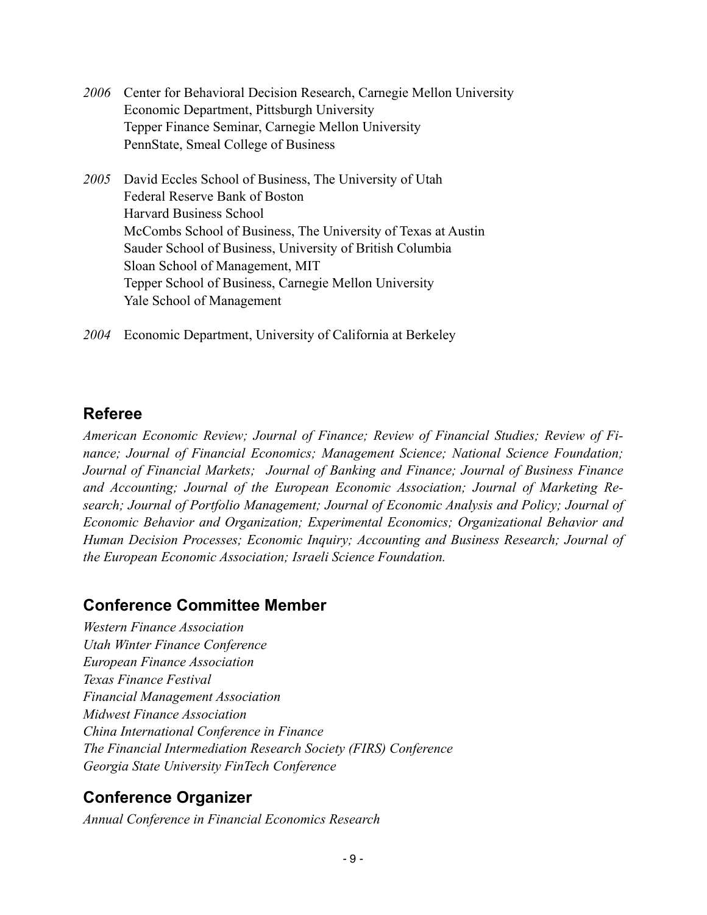*2006* Center for Behavioral Decision Research, Carnegie Mellon University
Economic Department, Pittsburgh University
Tepper Finance Seminar, Carnegie Mellon University
PennState, Smeal College of Business

*2005* David Eccles School of Business, The University of Utah
Federal Reserve Bank of Boston
Harvard Business School
McCombs School of Business, The University of Texas at Austin
Sauder School of Business, University of British Columbia
Sloan School of Management, MIT
Tepper School of Business, Carnegie Mellon University
Yale School of Management

*2004* Economic Department, University of California at Berkeley

## Referee

*American Economic Review; Journal of Finance; Review of Financial Studies; Review of Finance; Journal of Financial Economics; Management Science; National Science Foundation; Journal of Financial Markets; Journal of Banking and Finance; Journal of Business Finance and Accounting; Journal of the European Economic Association; Journal of Marketing Research; Journal of Portfolio Management; Journal of Economic Analysis and Policy; Journal of Economic Behavior and Organization; Experimental Economics; Organizational Behavior and Human Decision Processes; Economic Inquiry; Accounting and Business Research; Journal of the European Economic Association; Israeli Science Foundation.*

## Conference Committee Member

*Western Finance Association*
*Utah Winter Finance Conference*
*European Finance Association*
*Texas Finance Festival*
*Financial Management Association*
*Midwest Finance Association*
*China International Conference in Finance*
*The Financial Intermediation Research Society (FIRS) Conference*
*Georgia State University FinTech Conference*

## Conference Organizer

*Annual Conference in Financial Economics Research*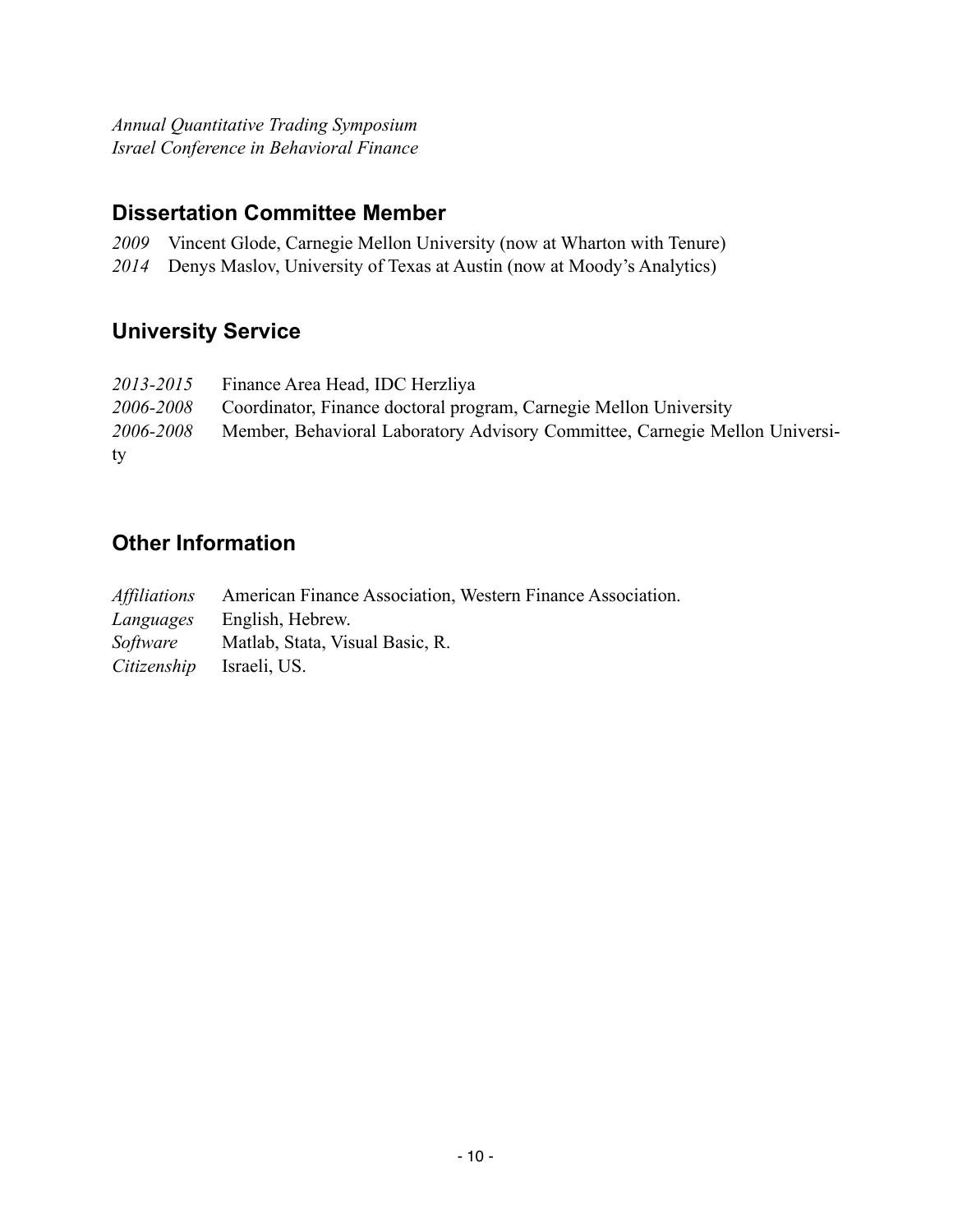*Annual Quantitative Trading Symposium*
*Israel Conference in Behavioral Finance*

## Dissertation Committee Member

*2009* Vincent Glode, Carnegie Mellon University (now at Wharton with Tenure)
*2014* Denys Maslov, University of Texas at Austin (now at Moody's Analytics)

## University Service

*2013-2015* Finance Area Head, IDC Herzliya
*2006-2008* Coordinator, Finance doctoral program, Carnegie Mellon University
*2006-2008* Member, Behavioral Laboratory Advisory Committee, Carnegie Mellon University

## Other Information

*Affiliations* American Finance Association, Western Finance Association.
*Languages* English, Hebrew.
*Software* Matlab, Stata, Visual Basic, R.
*Citizenship* Israeli, US.